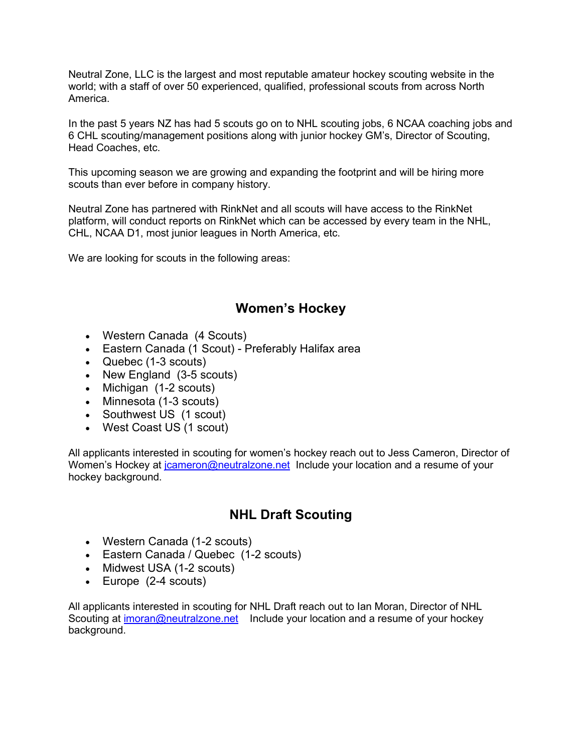Neutral Zone, LLC is the largest and most reputable amateur hockey scouting website in the world; with a staff of over 50 experienced, qualified, professional scouts from across North America.

In the past 5 years NZ has had 5 scouts go on to NHL scouting jobs, 6 NCAA coaching jobs and 6 CHL scouting/management positions along with junior hockey GM's, Director of Scouting, Head Coaches, etc.

This upcoming season we are growing and expanding the footprint and will be hiring more scouts than ever before in company history.

Neutral Zone has partnered with RinkNet and all scouts will have access to the RinkNet platform, will conduct reports on RinkNet which can be accessed by every team in the NHL, CHL, NCAA D1, most junior leagues in North America, etc.

We are looking for scouts in the following areas:

## Women's Hockey

- Western Canada (4 Scouts)
- Eastern Canada (1 Scout) - Preferably Halifax area
- Quebec (1-3 scouts)
- New England (3-5 scouts)
- Michigan (1-2 scouts)
- Minnesota (1-3 scouts)
- Southwest US (1 scout)
- West Coast US (1 scout)

All applicants interested in scouting for women's hockey reach out to Jess Cameron, Director of Women's Hockey at jcameron@neutralzone.net Include your location and a resume of your hockey background.

## NHL Draft Scouting

- Western Canada (1-2 scouts)
- Eastern Canada / Quebec (1-2 scouts)
- Midwest USA (1-2 scouts)
- Europe (2-4 scouts)

All applicants interested in scouting for NHL Draft reach out to Ian Moran, Director of NHL Scouting at imoran@neutralzone.net Include your location and a resume of your hockey background.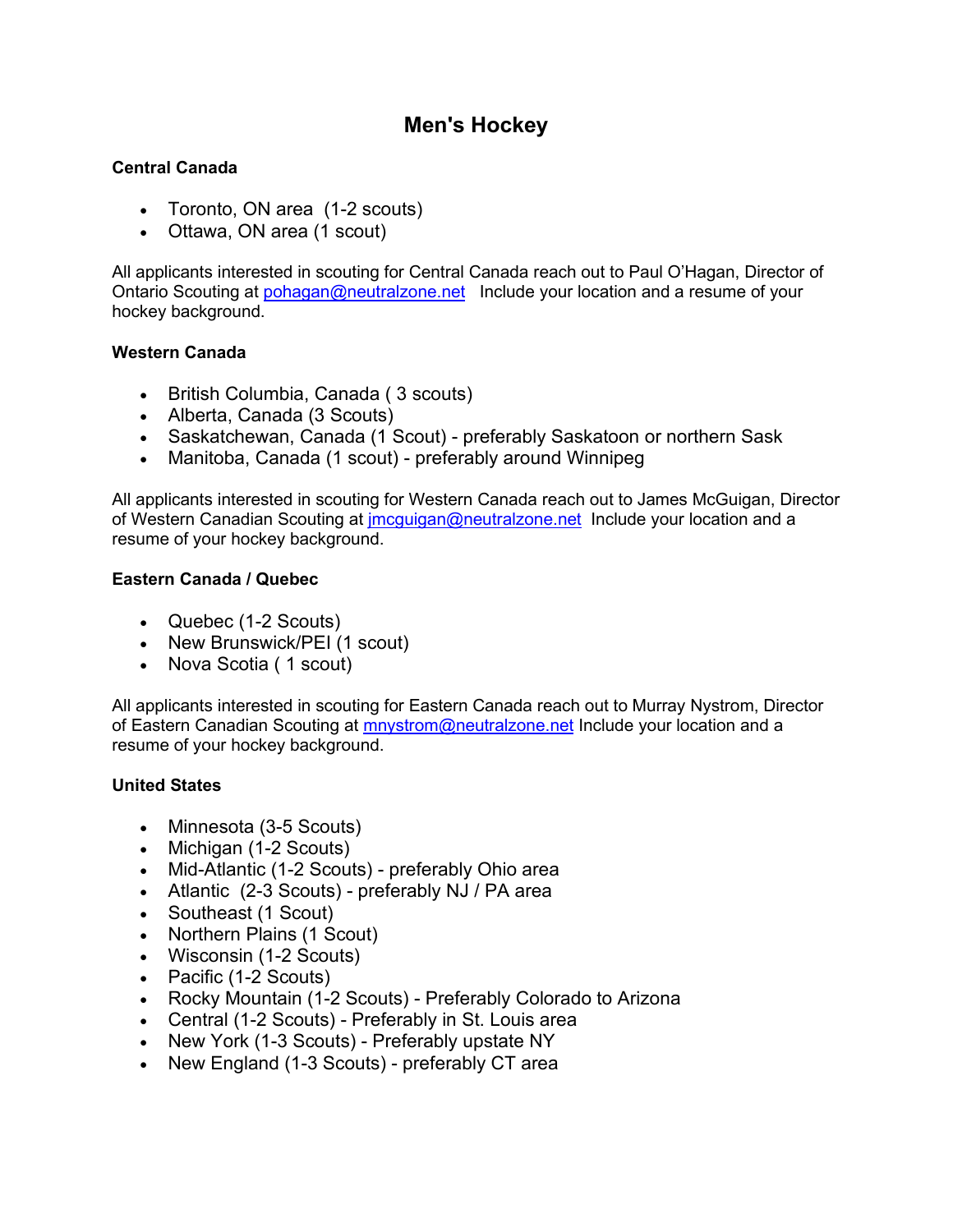# Men's Hockey

**Central Canada**

- Toronto, ON area (1-2 scouts)
- Ottawa, ON area (1 scout)

All applicants interested in scouting for Central Canada reach out to Paul O'Hagan, Director of Ontario Scouting at pohagan@neutralzone.net Include your location and a resume of your hockey background.

**Western Canada**

- British Columbia, Canada ( 3 scouts)
- Alberta, Canada (3 Scouts)
- Saskatchewan, Canada (1 Scout) - preferably Saskatoon or northern Sask
- Manitoba, Canada (1 scout) - preferably around Winnipeg

All applicants interested in scouting for Western Canada reach out to James McGuigan, Director of Western Canadian Scouting at jmcguigan@neutralzone.net Include your location and a resume of your hockey background.

**Eastern Canada / Quebec**

- Quebec (1-2 Scouts)
- New Brunswick/PEI (1 scout)
- Nova Scotia ( 1 scout)

All applicants interested in scouting for Eastern Canada reach out to Murray Nystrom, Director of Eastern Canadian Scouting at mnystrom@neutralzone.net Include your location and a resume of your hockey background.

**United States**

- Minnesota (3-5 Scouts)
- Michigan (1-2 Scouts)
- Mid-Atlantic (1-2 Scouts) - preferably Ohio area
- Atlantic (2-3 Scouts) - preferably NJ / PA area
- Southeast (1 Scout)
- Northern Plains (1 Scout)
- Wisconsin (1-2 Scouts)
- Pacific (1-2 Scouts)
- Rocky Mountain (1-2 Scouts) - Preferably Colorado to Arizona
- Central (1-2 Scouts) - Preferably in St. Louis area
- New York (1-3 Scouts) - Preferably upstate NY
- New England (1-3 Scouts) - preferably CT area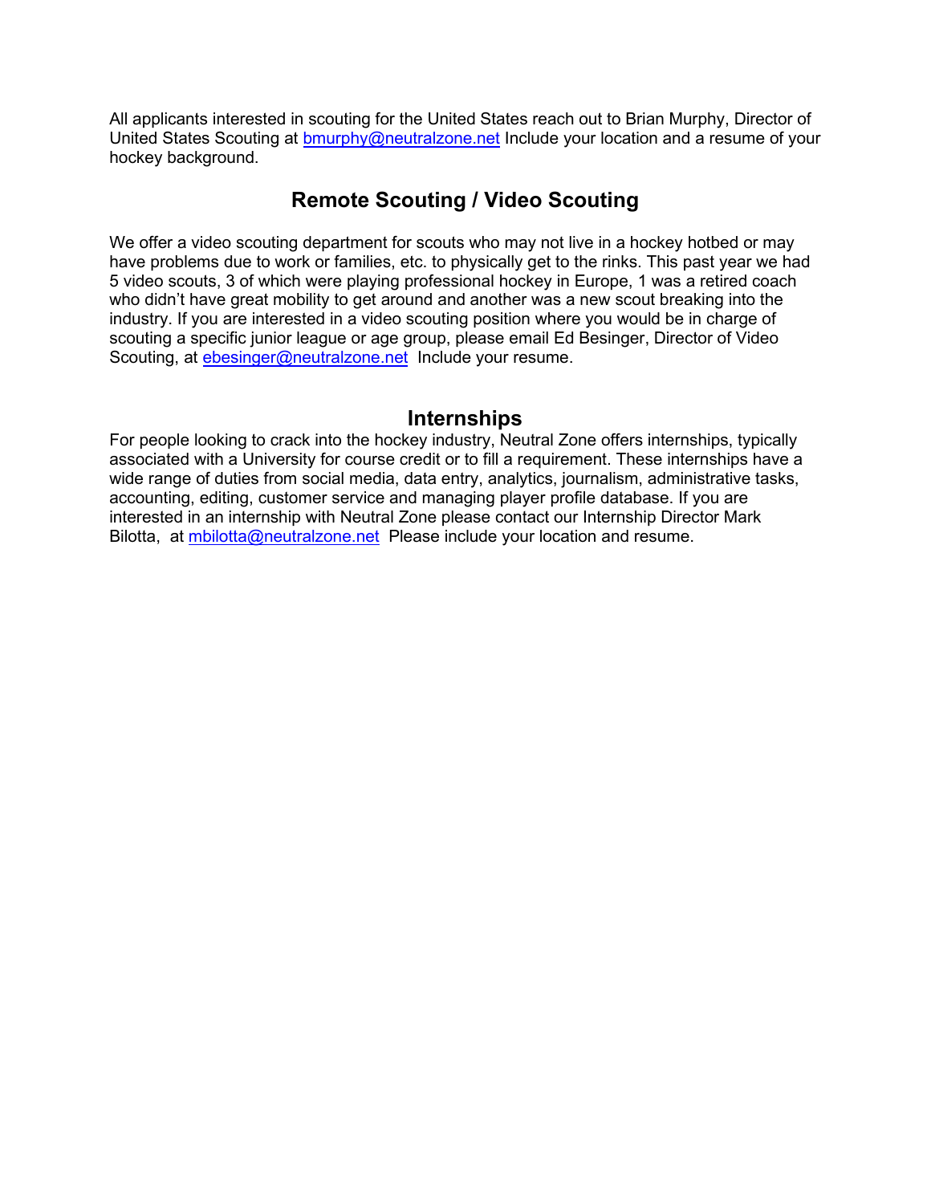All applicants interested in scouting for the United States reach out to Brian Murphy, Director of United States Scouting at bmurphy@neutralzone.net Include your location and a resume of your hockey background.

## Remote Scouting / Video Scouting

We offer a video scouting department for scouts who may not live in a hockey hotbed or may have problems due to work or families, etc. to physically get to the rinks. This past year we had 5 video scouts, 3 of which were playing professional hockey in Europe, 1 was a retired coach who didn't have great mobility to get around and another was a new scout breaking into the industry. If you are interested in a video scouting position where you would be in charge of scouting a specific junior league or age group, please email Ed Besinger, Director of Video Scouting, at ebesinger@neutralzone.net Include your resume.

## Internships

For people looking to crack into the hockey industry, Neutral Zone offers internships, typically associated with a University for course credit or to fill a requirement. These internships have a wide range of duties from social media, data entry, analytics, journalism, administrative tasks, accounting, editing, customer service and managing player profile database. If you are interested in an internship with Neutral Zone please contact our Internship Director Mark Bilotta, at mbilotta@neutralzone.net Please include your location and resume.